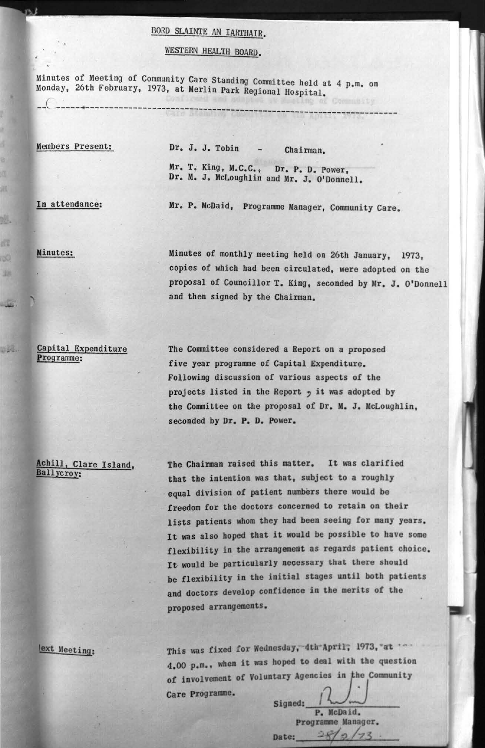# BORD SLAINTE AN IARTHAIR.

## WESTERN HEALTH BOARD.

Minutes of Meeting of Community Care Standing Committee held at 4 p.m. on Monday, 26th February, 1973, at Merlin Park Regional Hospital.

Confirmed and adopted at Meeting of Community Care Standing Committee on 4th April, 1973.

---

**Members Present:** Dr. J. J. Tobin - Chairman.

Mr. T. King, M.C.C., Dr. P. D. Power, Dr. M. J. McLoughlin and Mr. J. O'Donnell.

**In attendance:** Mr. P. McDaid, Programme Manager, Community Care.

**Minutes:** Minutes of monthly meeting held on 26th January, 1973, copies of which had been circulated, were adopted on the proposal of Councillor T. King, seconded by Mr. J. O'Donnell and then signed by the Chairman.

**Capital Expenditure Programme:** The Committee considered a Report on a proposed five year programme of Capital Expenditure. Following discussion of various aspects of the projects listed in the Report, it was adopted by the Committee on the proposal of Dr. M. J. McLoughlin, seconded by Dr. P. D. Power.

**Achill, Clare Island, Ballycroy:** The Chairman raised this matter. It was clarified that the intention was that, subject to a roughly equal division of patient numbers there would be freedom for the doctors concerned to retain on their lists patients whom they had been seeing for many years. It was also hoped that it would be possible to have some flexibility in the arrangement as regards patient choice. It would be particularly necessary that there should be flexibility in the initial stages until both patients and doctors develop confidence in the merits of the proposed arrangements.

**Next Meeting:** This was fixed for Wednesday, 4th April, 1973, at 4.00 p.m., when it was hoped to deal with the question of involvement of Voluntary Agencies in the Community Care Programme.

Signed: ______________
P. McDaid.
Programme Manager.

Date: 28/2/73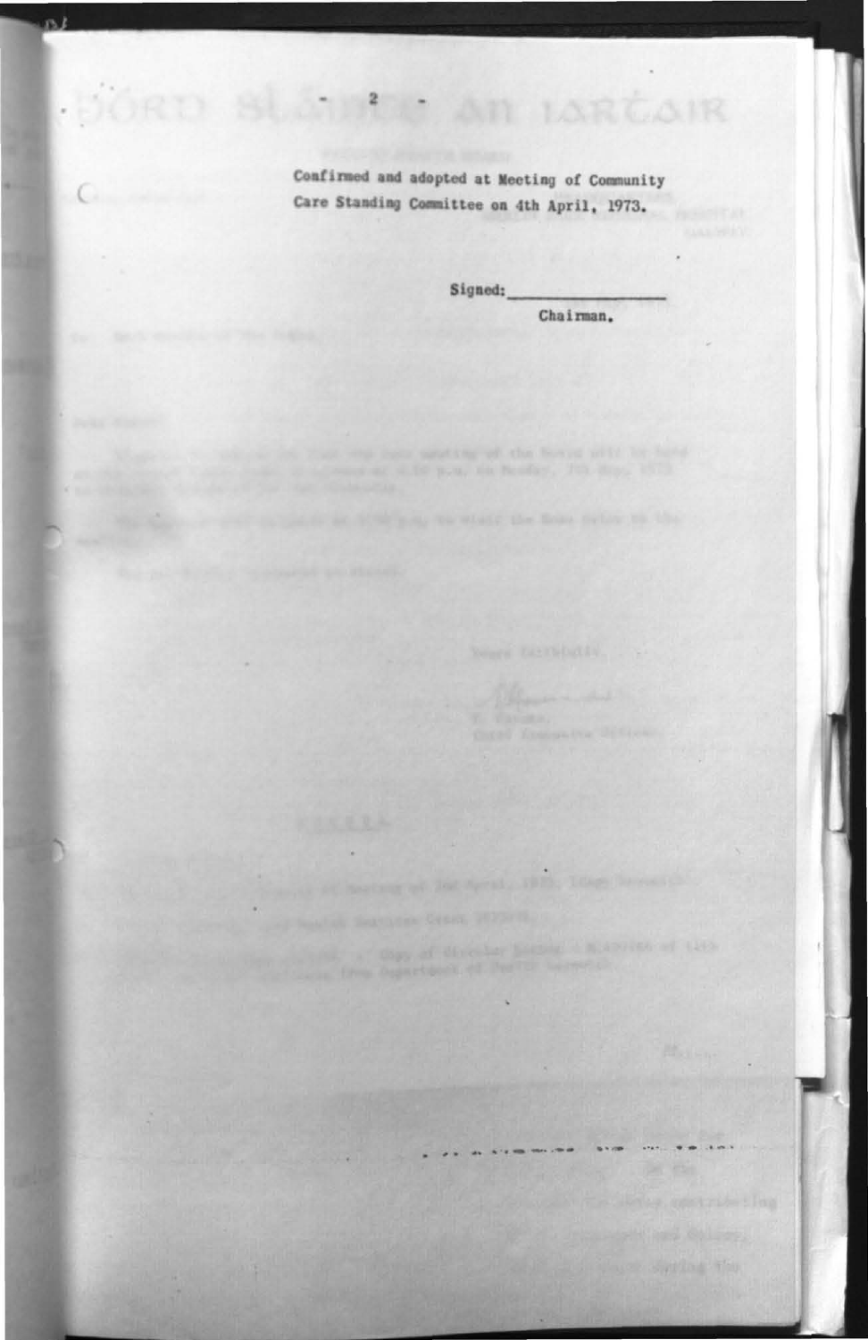Confirmed and adopted at Meeting of Community Care Standing Committee on 4th April, 1973.

Signed: ____________________

Chairman.